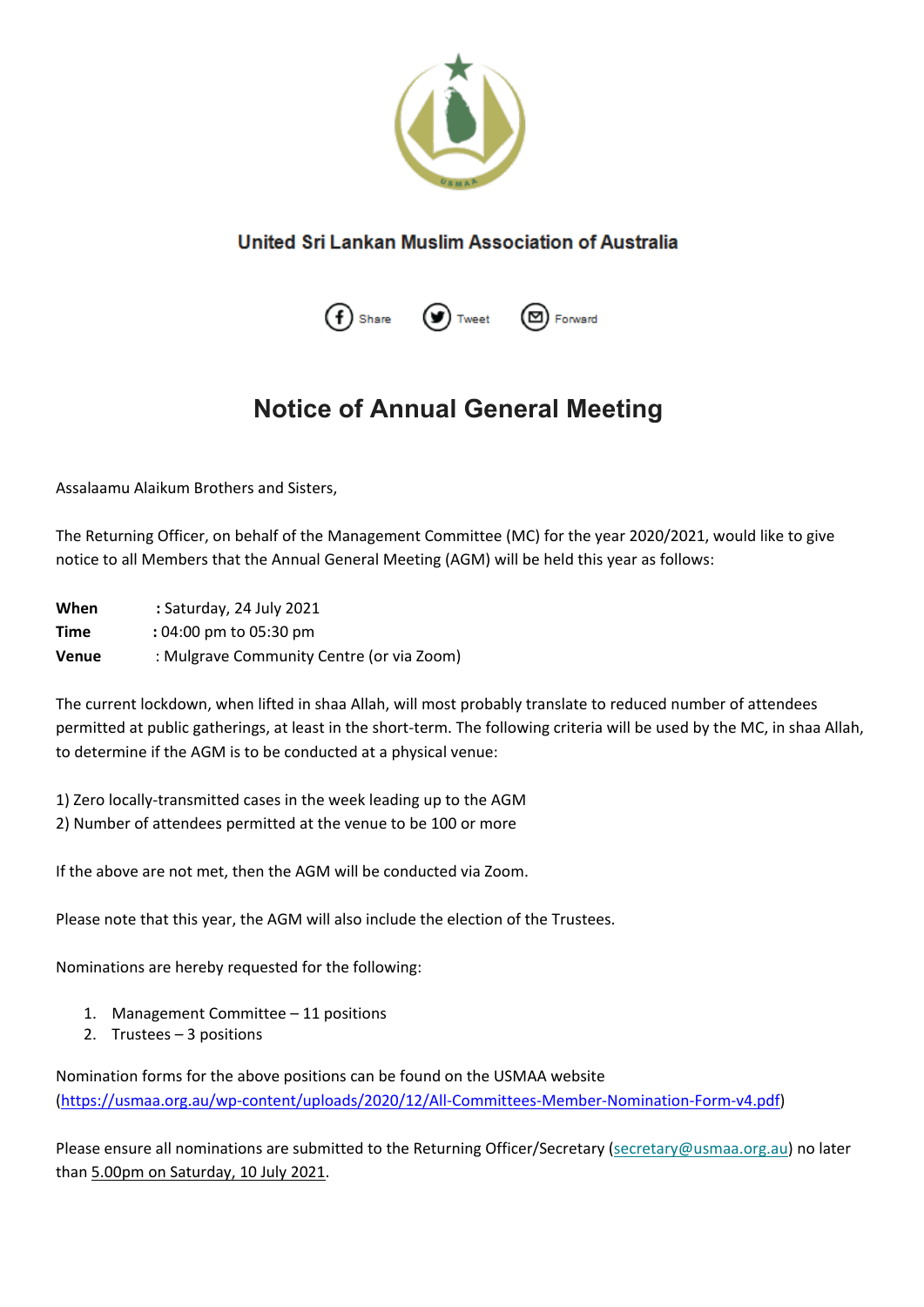United Sri Lankan Muslim Association of Australia

Share Tweet Forward

# Notice of Annual General Meeting

Assalaamu Alaikum Brothers and Sisters,

The Returning Officer, on behalf of the Management Committee (MC) for the year 2020/2021, would like to give notice to all Members that the Annual General Meeting (AGM) will be held this year as follows:

**When** : Saturday, 24 July 2021
**Time** : 04:00 pm to 05:30 pm
**Venue** : Mulgrave Community Centre (or via Zoom)

The current lockdown, when lifted in shaa Allah, will most probably translate to reduced number of attendees permitted at public gatherings, at least in the short-term. The following criteria will be used by the MC, in shaa Allah, to determine if the AGM is to be conducted at a physical venue:

1) Zero locally-transmitted cases in the week leading up to the AGM
2) Number of attendees permitted at the venue to be 100 or more

If the above are not met, then the AGM will be conducted via Zoom.

Please note that this year, the AGM will also include the election of the Trustees.

Nominations are hereby requested for the following:

1. Management Committee – 11 positions
2. Trustees – 3 positions

Nomination forms for the above positions can be found on the USMAA website (https://usmaa.org.au/wp-content/uploads/2020/12/All-Committees-Member-Nomination-Form-v4.pdf)

Please ensure all nominations are submitted to the Returning Officer/Secretary (secretary@usmaa.org.au) no later than 5.00pm on Saturday, 10 July 2021.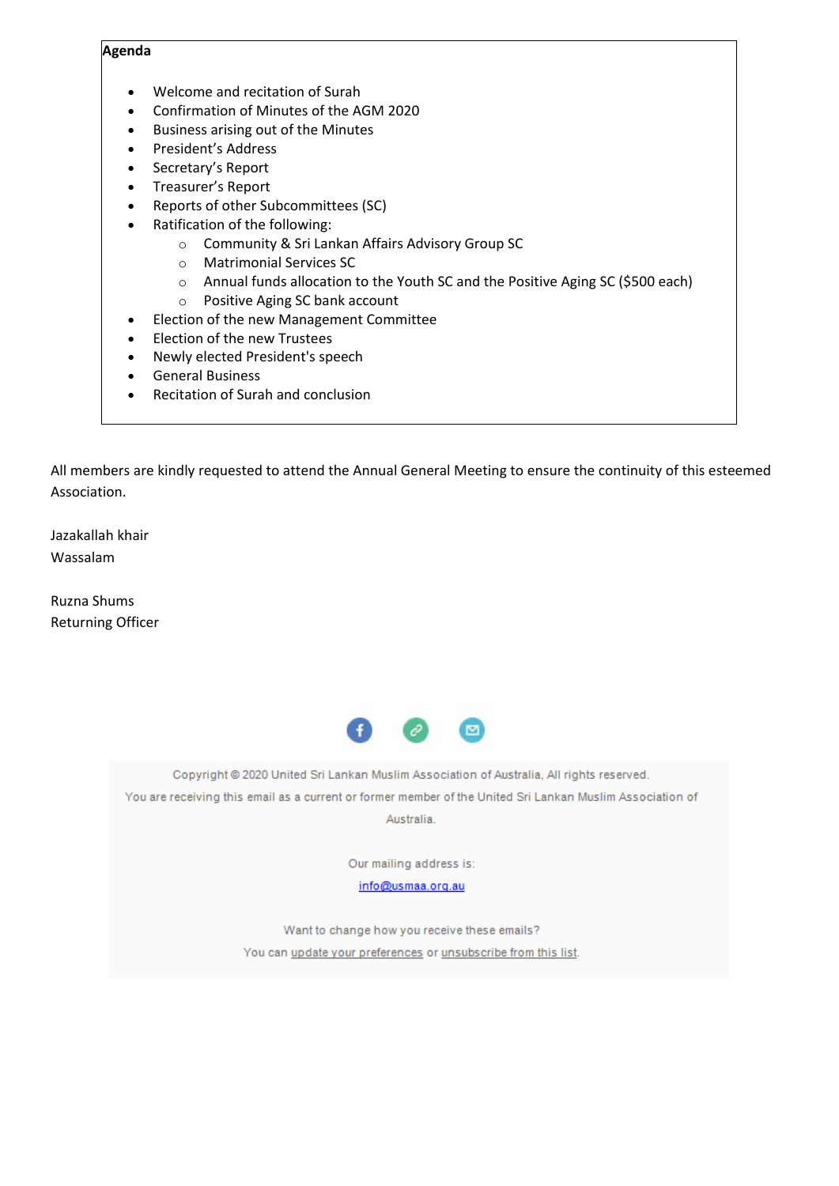**Agenda**

- Welcome and recitation of Surah
- Confirmation of Minutes of the AGM 2020
- Business arising out of the Minutes
- President's Address
- Secretary's Report
- Treasurer's Report
- Reports of other Subcommittees (SC)
- Ratification of the following:
  - Community & Sri Lankan Affairs Advisory Group SC
  - Matrimonial Services SC
  - Annual funds allocation to the Youth SC and the Positive Aging SC ($500 each)
  - Positive Aging SC bank account
- Election of the new Management Committee
- Election of the new Trustees
- Newly elected President's speech
- General Business
- Recitation of Surah and conclusion

All members are kindly requested to attend the Annual General Meeting to ensure the continuity of this esteemed Association.

Jazakallah khair
Wassalam

Ruzna Shums
Returning Officer

Copyright © 2020 United Sri Lankan Muslim Association of Australia, All rights reserved.
You are receiving this email as a current or former member of the United Sri Lankan Muslim Association of Australia.

Our mailing address is:
info@usmaa.org.au

Want to change how you receive these emails?
You can update your preferences or unsubscribe from this list.